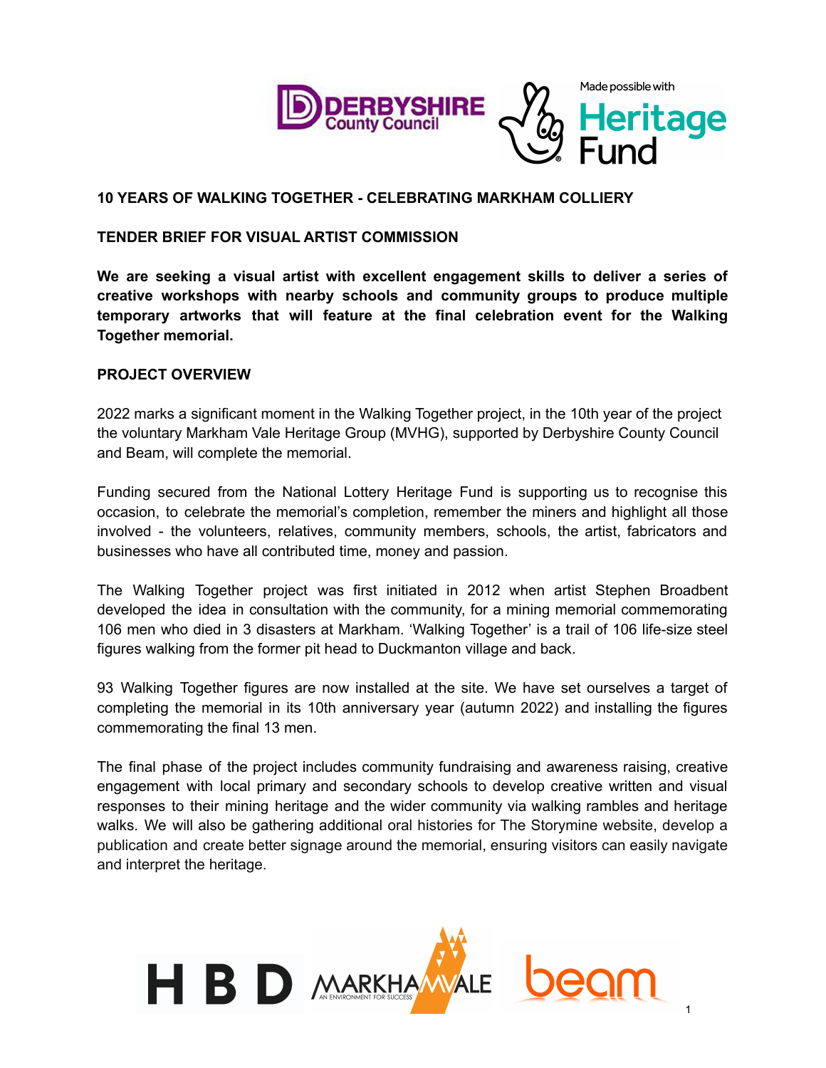**10 YEARS OF WALKING TOGETHER - CELEBRATING MARKHAM COLLIERY**

**TENDER BRIEF FOR VISUAL ARTIST COMMISSION**

**We are seeking a visual artist with excellent engagement skills to deliver a series of creative workshops with nearby schools and community groups to produce multiple temporary artworks that will feature at the final celebration event for the Walking Together memorial.**

**PROJECT OVERVIEW**

2022 marks a significant moment in the Walking Together project, in the 10th year of the project the voluntary Markham Vale Heritage Group (MVHG), supported by Derbyshire County Council and Beam, will complete the memorial.

Funding secured from the National Lottery Heritage Fund is supporting us to recognise this occasion, to celebrate the memorial's completion, remember the miners and highlight all those involved - the volunteers, relatives, community members, schools, the artist, fabricators and businesses who have all contributed time, money and passion.

The Walking Together project was first initiated in 2012 when artist Stephen Broadbent developed the idea in consultation with the community, for a mining memorial commemorating 106 men who died in 3 disasters at Markham. 'Walking Together' is a trail of 106 life-size steel figures walking from the former pit head to Duckmanton village and back.

93 Walking Together figures are now installed at the site. We have set ourselves a target of completing the memorial in its 10th anniversary year (autumn 2022) and installing the figures commemorating the final 13 men.

The final phase of the project includes community fundraising and awareness raising, creative engagement with local primary and secondary schools to develop creative written and visual responses to their mining heritage and the wider community via walking rambles and heritage walks. We will also be gathering additional oral histories for The Storymine website, develop a publication and create better signage around the memorial, ensuring visitors can easily navigate and interpret the heritage.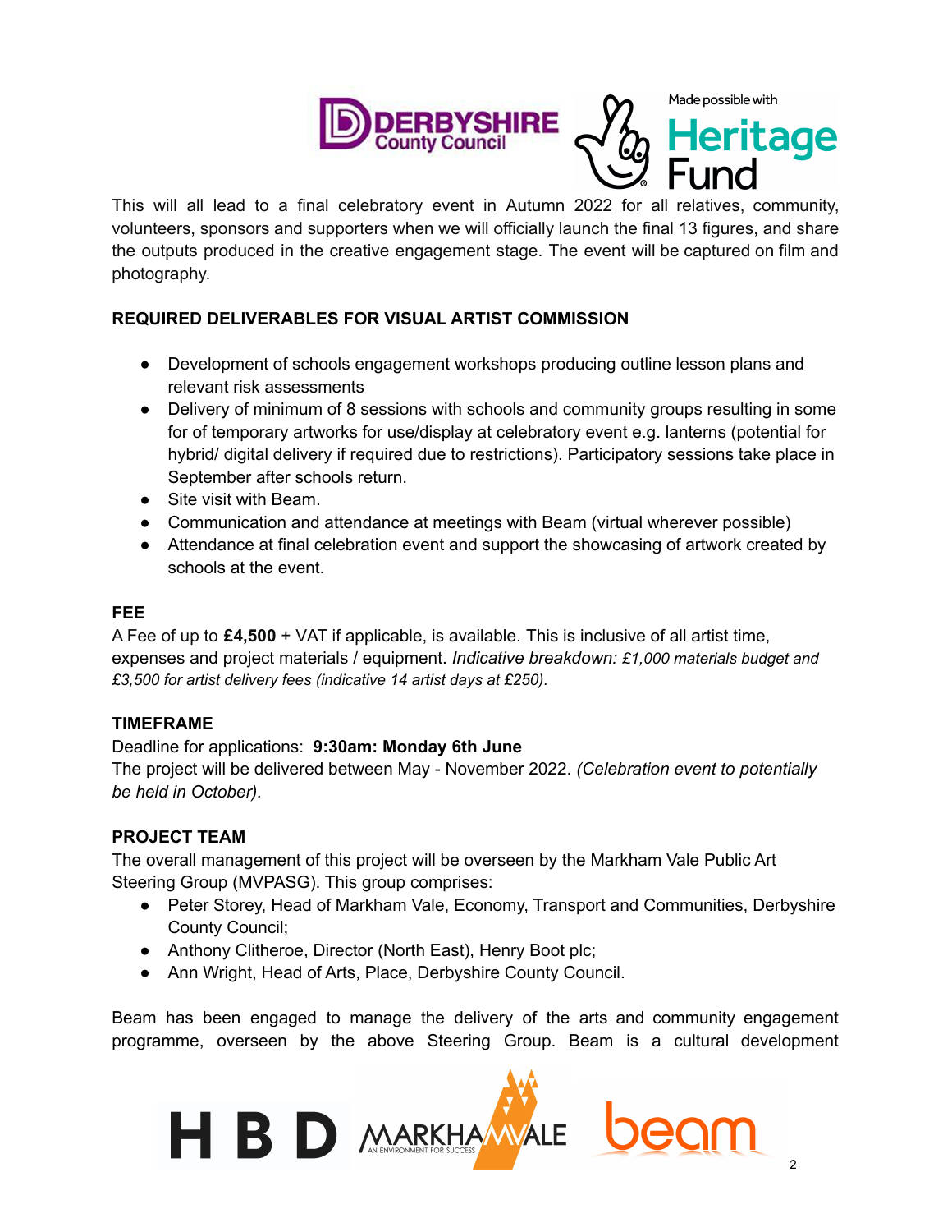This will all lead to a final celebratory event in Autumn 2022 for all relatives, community, volunteers, sponsors and supporters when we will officially launch the final 13 figures, and share the outputs produced in the creative engagement stage. The event will be captured on film and photography.

**REQUIRED DELIVERABLES FOR VISUAL ARTIST COMMISSION**

- Development of schools engagement workshops producing outline lesson plans and relevant risk assessments
- Delivery of minimum of 8 sessions with schools and community groups resulting in some for of temporary artworks for use/display at celebratory event e.g. lanterns (potential for hybrid/ digital delivery if required due to restrictions). Participatory sessions take place in September after schools return.
- Site visit with Beam.
- Communication and attendance at meetings with Beam (virtual wherever possible)
- Attendance at final celebration event and support the showcasing of artwork created by schools at the event.

**FEE**

A Fee of up to **£4,500** + VAT if applicable, is available. This is inclusive of all artist time, expenses and project materials / equipment. *Indicative breakdown: £1,000 materials budget and £3,500 for artist delivery fees (indicative 14 artist days at £250).*

**TIMEFRAME**

Deadline for applications: **9:30am: Monday 6th June**
The project will be delivered between May - November 2022. *(Celebration event to potentially be held in October).*

**PROJECT TEAM**

The overall management of this project will be overseen by the Markham Vale Public Art Steering Group (MVPASG). This group comprises:

- Peter Storey, Head of Markham Vale, Economy, Transport and Communities, Derbyshire County Council;
- Anthony Clitheroe, Director (North East), Henry Boot plc;
- Ann Wright, Head of Arts, Place, Derbyshire County Council.

Beam has been engaged to manage the delivery of the arts and community engagement programme, overseen by the above Steering Group. Beam is a cultural development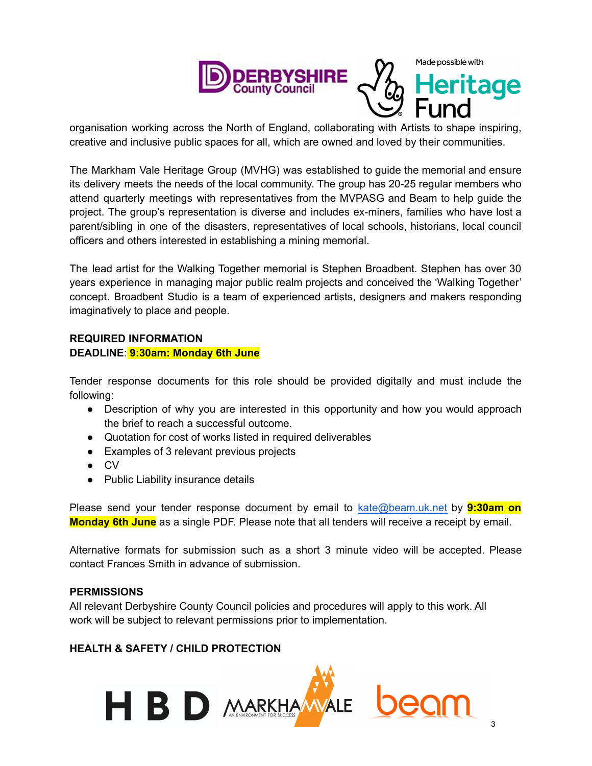organisation working across the North of England, collaborating with Artists to shape inspiring, creative and inclusive public spaces for all, which are owned and loved by their communities.

The Markham Vale Heritage Group (MVHG) was established to guide the memorial and ensure its delivery meets the needs of the local community. The group has 20-25 regular members who attend quarterly meetings with representatives from the MVPASG and Beam to help guide the project. The group's representation is diverse and includes ex-miners, families who have lost a parent/sibling in one of the disasters, representatives of local schools, historians, local council officers and others interested in establishing a mining memorial.

The lead artist for the Walking Together memorial is Stephen Broadbent. Stephen has over 30 years experience in managing major public realm projects and conceived the 'Walking Together' concept. Broadbent Studio is a team of experienced artists, designers and makers responding imaginatively to place and people.

**REQUIRED INFORMATION**
**DEADLINE**: **9:30am: Monday 6th June**

Tender response documents for this role should be provided digitally and must include the following:

- Description of why you are interested in this opportunity and how you would approach the brief to reach a successful outcome.
- Quotation for cost of works listed in required deliverables
- Examples of 3 relevant previous projects
- CV
- Public Liability insurance details

Please send your tender response document by email to kate@beam.uk.net by **9:30am on Monday 6th June** as a single PDF. Please note that all tenders will receive a receipt by email.

Alternative formats for submission such as a short 3 minute video will be accepted. Please contact Frances Smith in advance of submission.

**PERMISSIONS**
All relevant Derbyshire County Council policies and procedures will apply to this work. All work will be subject to relevant permissions prior to implementation.

**HEALTH & SAFETY / CHILD PROTECTION**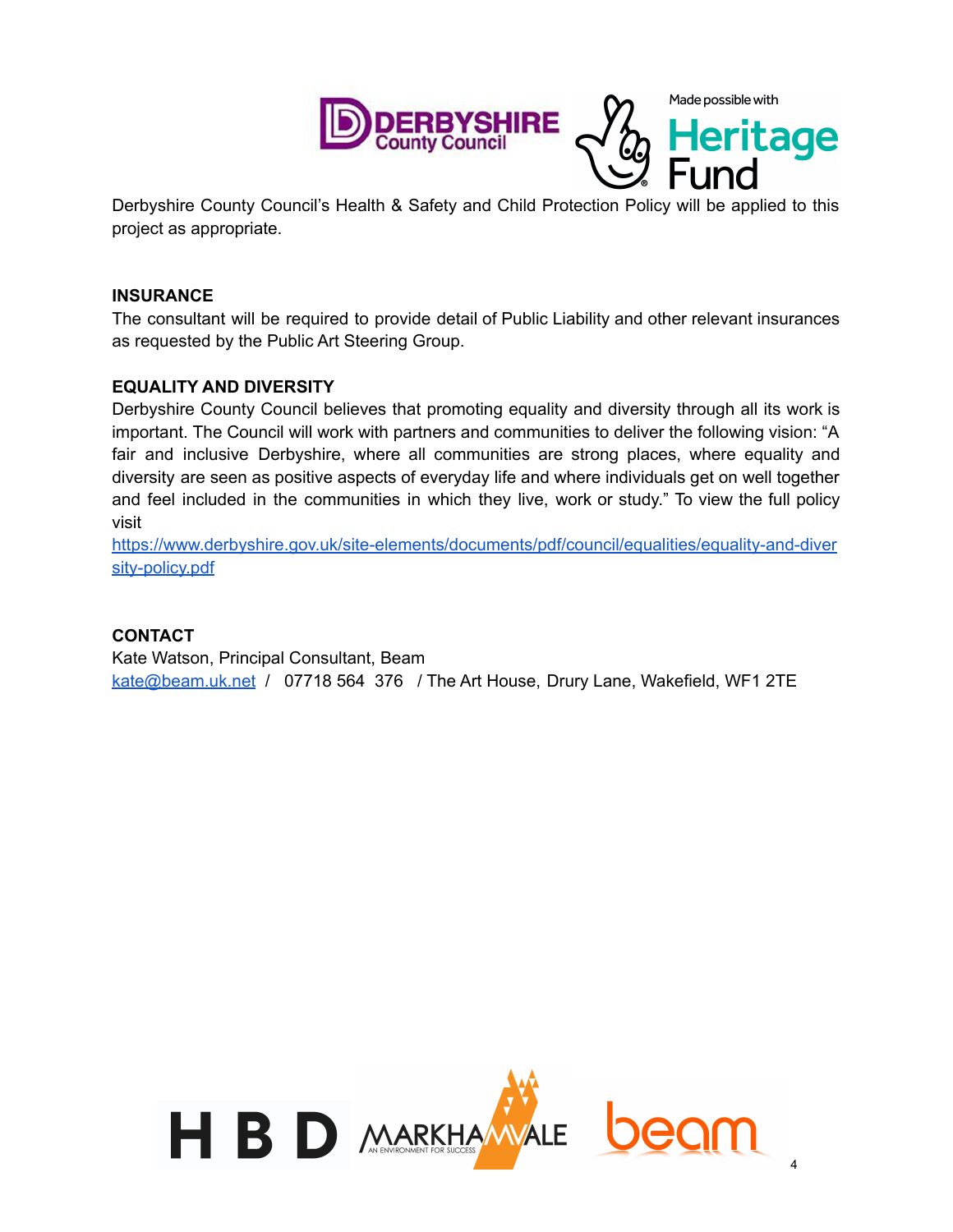Derbyshire County Council's Health & Safety and Child Protection Policy will be applied to this project as appropriate.

**INSURANCE**

The consultant will be required to provide detail of Public Liability and other relevant insurances as requested by the Public Art Steering Group.

**EQUALITY AND DIVERSITY**

Derbyshire County Council believes that promoting equality and diversity through all its work is important. The Council will work with partners and communities to deliver the following vision: "A fair and inclusive Derbyshire, where all communities are strong places, where equality and diversity are seen as positive aspects of everyday life and where individuals get on well together and feel included in the communities in which they live, work or study." To view the full policy visit

https://www.derbyshire.gov.uk/site-elements/documents/pdf/council/equalities/equality-and-diversity-policy.pdf

**CONTACT**

Kate Watson, Principal Consultant, Beam

kate@beam.uk.net / 07718 564 376 / The Art House, Drury Lane, Wakefield, WF1 2TE